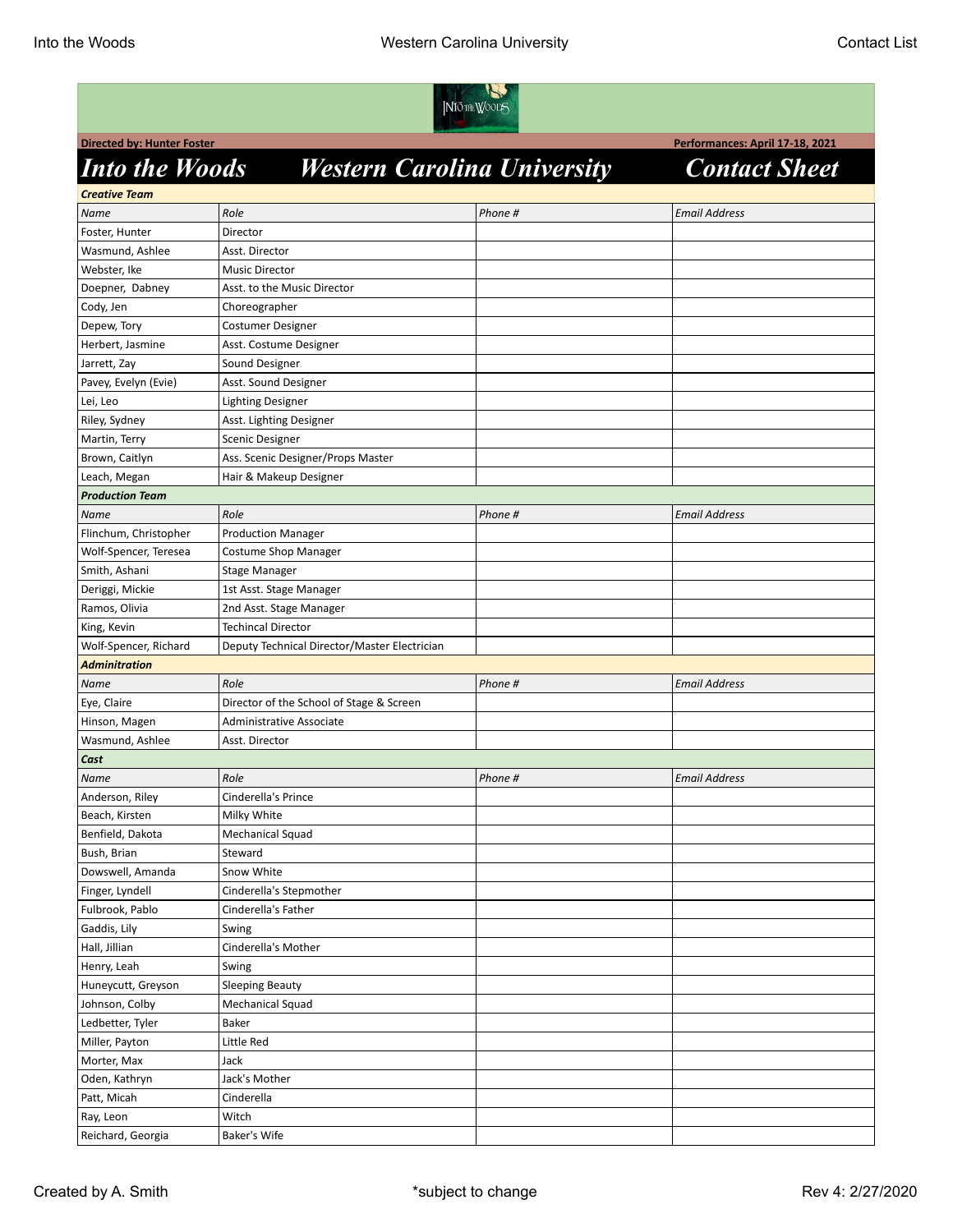**Directed by: Hunter Foster** | **Performances: April 17-18, 2021**

# *Into the Woods* *Western Carolina University* *Contact Sheet*

| ***Creative Team*** | | | |
|---|---|---|---|
| *Name* | *Role* | *Phone #* | *Email Address* |
| Foster, Hunter | Director | | |
| Wasmund, Ashlee | Asst. Director | | |
| Webster, Ike | Music Director | | |
| Doepner, Dabney | Asst. to the Music Director | | |
| Cody, Jen | Choreographer | | |
| Depew, Tory | Costumer Designer | | |
| Herbert, Jasmine | Asst. Costume Designer | | |
| Jarrett, Zay | Sound Designer | | |
| Pavey, Evelyn (Evie) | Asst. Sound Designer | | |
| Lei, Leo | Lighting Designer | | |
| Riley, Sydney | Asst. Lighting Designer | | |
| Martin, Terry | Scenic Designer | | |
| Brown, Caitlyn | Ass. Scenic Designer/Props Master | | |
| Leach, Megan | Hair & Makeup Designer | | |
| ***Production Team*** | | | |
| *Name* | *Role* | *Phone #* | *Email Address* |
| Flinchum, Christopher | Production Manager | | |
| Wolf-Spencer, Teresea | Costume Shop Manager | | |
| Smith, Ashani | Stage Manager | | |
| Deriggi, Mickie | 1st Asst. Stage Manager | | |
| Ramos, Olivia | 2nd Asst. Stage Manager | | |
| King, Kevin | Techincal Director | | |
| Wolf-Spencer, Richard | Deputy Technical Director/Master Electrician | | |
| ***Adminitration*** | | | |
| *Name* | *Role* | *Phone #* | *Email Address* |
| Eye, Claire | Director of the School of Stage & Screen | | |
| Hinson, Magen | Administrative Associate | | |
| Wasmund, Ashlee | Asst. Director | | |
| ***Cast*** | | | |
| *Name* | *Role* | *Phone #* | *Email Address* |
| Anderson, Riley | Cinderella's Prince | | |
| Beach, Kirsten | Milky White | | |
| Benfield, Dakota | Mechanical Squad | | |
| Bush, Brian | Steward | | |
| Dowswell, Amanda | Snow White | | |
| Finger, Lyndell | Cinderella's Stepmother | | |
| Fulbrook, Pablo | Cinderella's Father | | |
| Gaddis, Lily | Swing | | |
| Hall, Jillian | Cinderella's Mother | | |
| Henry, Leah | Swing | | |
| Huneycutt, Greyson | Sleeping Beauty | | |
| Johnson, Colby | Mechanical Squad | | |
| Ledbetter, Tyler | Baker | | |
| Miller, Payton | Little Red | | |
| Morter, Max | Jack | | |
| Oden, Kathryn | Jack's Mother | | |
| Patt, Micah | Cinderella | | |
| Ray, Leon | Witch | | |
| Reichard, Georgia | Baker's Wife | | |

Created by A. Smith | *subject to change | Rev 4: 2/27/2020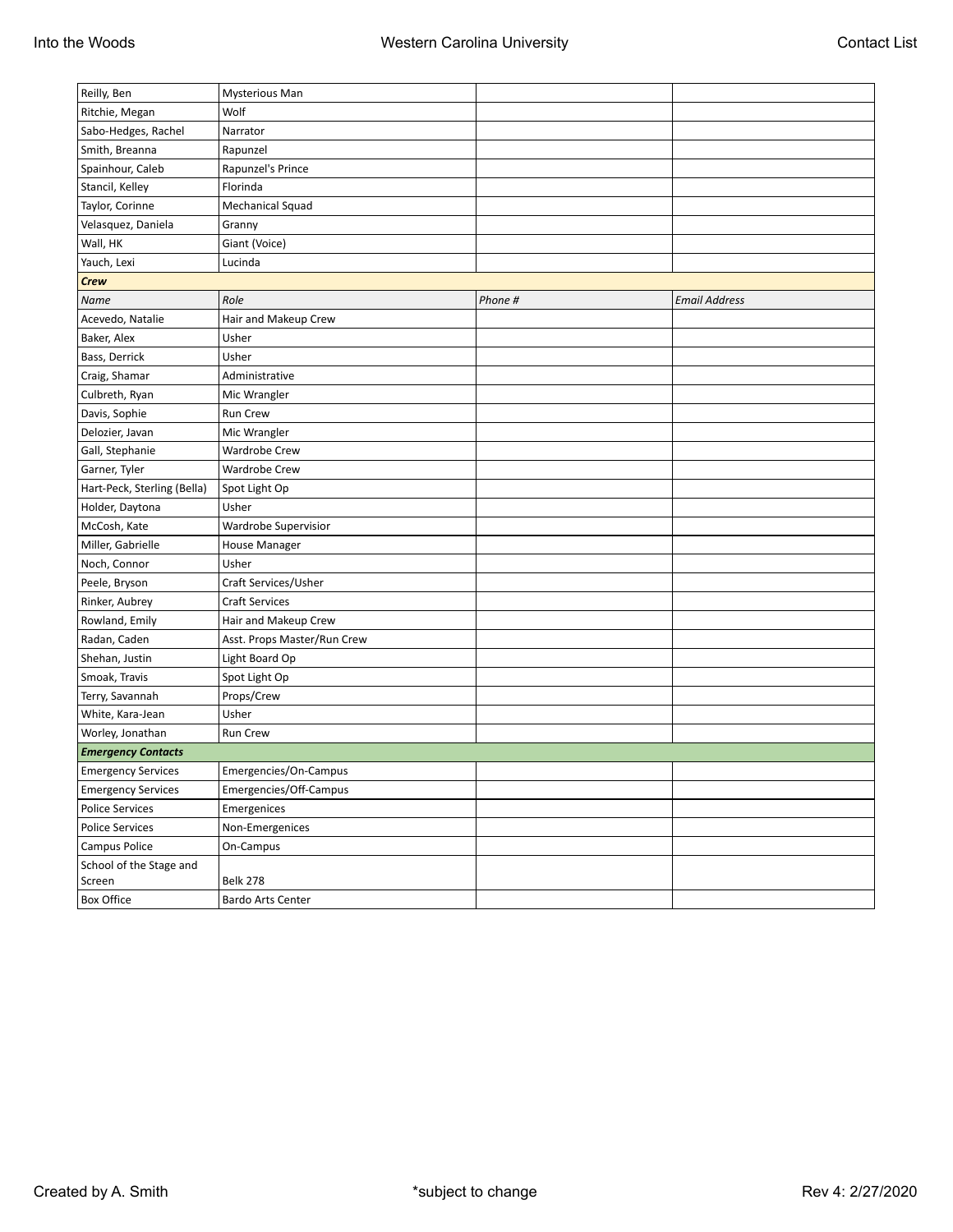| | | | |
|---|---|---|---|
| Reilly, Ben | Mysterious Man | | |
| Ritchie, Megan | Wolf | | |
| Sabo-Hedges, Rachel | Narrator | | |
| Smith, Breanna | Rapunzel | | |
| Spainhour, Caleb | Rapunzel's Prince | | |
| Stancil, Kelley | Florinda | | |
| Taylor, Corinne | Mechanical Squad | | |
| Velasquez, Daniela | Granny | | |
| Wall, HK | Giant (Voice) | | |
| Yauch, Lexi | Lucinda | | |
| ***Crew*** | | | |
| *Name* | *Role* | *Phone #* | *Email Address* |
| Acevedo, Natalie | Hair and Makeup Crew | | |
| Baker, Alex | Usher | | |
| Bass, Derrick | Usher | | |
| Craig, Shamar | Administrative | | |
| Culbreth, Ryan | Mic Wrangler | | |
| Davis, Sophie | Run Crew | | |
| Delozier, Javan | Mic Wrangler | | |
| Gall, Stephanie | Wardrobe Crew | | |
| Garner, Tyler | Wardrobe Crew | | |
| Hart-Peck, Sterling (Bella) | Spot Light Op | | |
| Holder, Daytona | Usher | | |
| McCosh, Kate | Wardrobe Supervisior | | |
| Miller, Gabrielle | House Manager | | |
| Noch, Connor | Usher | | |
| Peele, Bryson | Craft Services/Usher | | |
| Rinker, Aubrey | Craft Services | | |
| Rowland, Emily | Hair and Makeup Crew | | |
| Radan, Caden | Asst. Props Master/Run Crew | | |
| Shehan, Justin | Light Board Op | | |
| Smoak, Travis | Spot Light Op | | |
| Terry, Savannah | Props/Crew | | |
| White, Kara-Jean | Usher | | |
| Worley, Jonathan | Run Crew | | |
| ***Emergency Contacts*** | | | |
| Emergency Services | Emergencies/On-Campus | | |
| Emergency Services | Emergencies/Off-Campus | | |
| Police Services | Emergenices | | |
| Police Services | Non-Emergenices | | |
| Campus Police | On-Campus | | |
| School of the Stage and Screen | Belk 278 | | |
| Box Office | Bardo Arts Center | | |